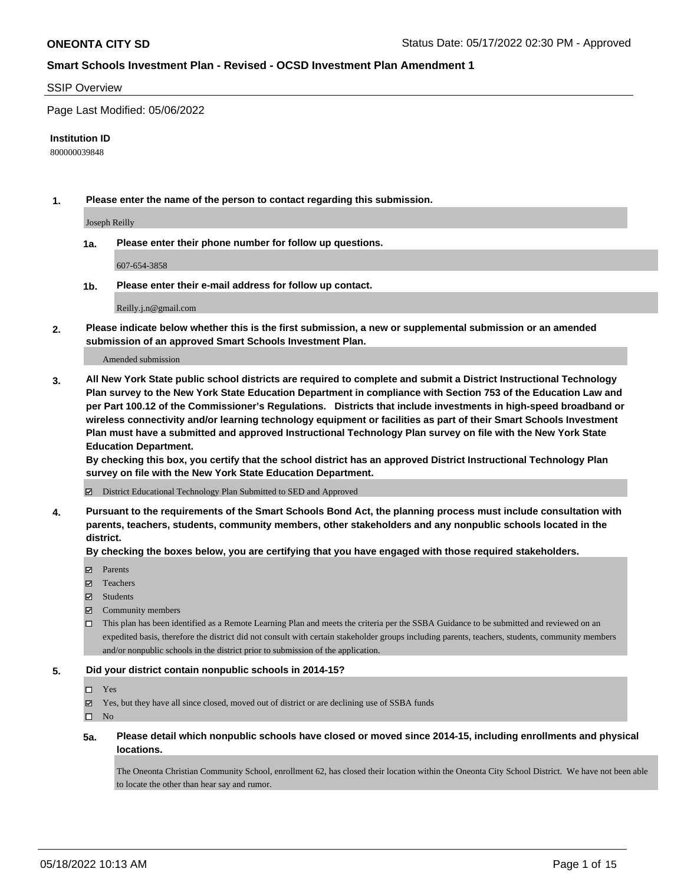**ONEONTA CITY SD** Status Date: 05/17/2022 02:30 PM - Approved

**Smart Schools Investment Plan - Revised - OCSD Investment Plan Amendment 1**

SSIP Overview

Page Last Modified: 05/06/2022

**Institution ID**

800000039848

**1. Please enter the name of the person to contact regarding this submission.**

Joseph Reilly

**1a. Please enter their phone number for follow up questions.**

607-654-3858

**1b. Please enter their e-mail address for follow up contact.**

Reilly.j.n@gmail.com

**2. Please indicate below whether this is the first submission, a new or supplemental submission or an amended submission of an approved Smart Schools Investment Plan.**

Amended submission

**3. All New York State public school districts are required to complete and submit a District Instructional Technology Plan survey to the New York State Education Department in compliance with Section 753 of the Education Law and per Part 100.12 of the Commissioner's Regulations. Districts that include investments in high-speed broadband or wireless connectivity and/or learning technology equipment or facilities as part of their Smart Schools Investment Plan must have a submitted and approved Instructional Technology Plan survey on file with the New York State Education Department.**
**By checking this box, you certify that the school district has an approved District Instructional Technology Plan survey on file with the New York State Education Department.**

☑ District Educational Technology Plan Submitted to SED and Approved

**4. Pursuant to the requirements of the Smart Schools Bond Act, the planning process must include consultation with parents, teachers, students, community members, other stakeholders and any nonpublic schools located in the district.**
**By checking the boxes below, you are certifying that you have engaged with those required stakeholders.**

☑ Parents
☑ Teachers
☑ Students
☑ Community members
☐ This plan has been identified as a Remote Learning Plan and meets the criteria per the SSBA Guidance to be submitted and reviewed on an expedited basis, therefore the district did not consult with certain stakeholder groups including parents, teachers, students, community members and/or nonpublic schools in the district prior to submission of the application.

**5. Did your district contain nonpublic schools in 2014-15?**

☐ Yes
☑ Yes, but they have all since closed, moved out of district or are declining use of SSBA funds
☐ No

**5a. Please detail which nonpublic schools have closed or moved since 2014-15, including enrollments and physical locations.**

The Oneonta Christian Community School, enrollment 62, has closed their location within the Oneonta City School District. We have not been able to locate the other than hear say and rumor.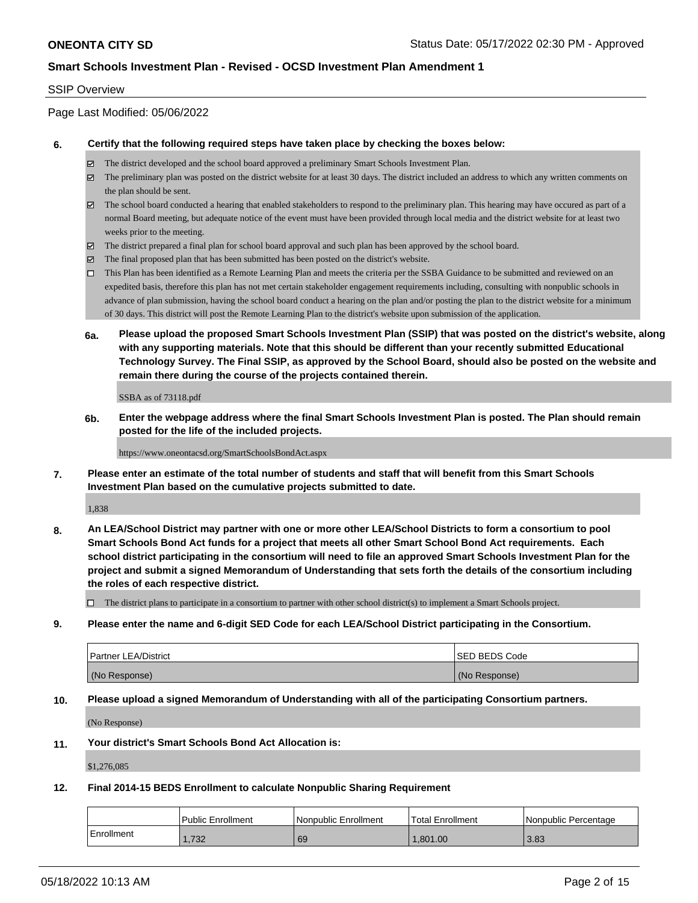**ONEONTA CITY SD** Status Date: 05/17/2022 02:30 PM - Approved

**Smart Schools Investment Plan - Revised - OCSD Investment Plan Amendment 1**

SSIP Overview

Page Last Modified: 05/06/2022

**6. Certify that the following required steps have taken place by checking the boxes below:**

- ☑ The district developed and the school board approved a preliminary Smart Schools Investment Plan.
- ☑ The preliminary plan was posted on the district website for at least 30 days. The district included an address to which any written comments on the plan should be sent.
- ☑ The school board conducted a hearing that enabled stakeholders to respond to the preliminary plan. This hearing may have occured as part of a normal Board meeting, but adequate notice of the event must have been provided through local media and the district website for at least two weeks prior to the meeting.
- ☑ The district prepared a final plan for school board approval and such plan has been approved by the school board.
- ☑ The final proposed plan that has been submitted has been posted on the district's website.
- ☐ This Plan has been identified as a Remote Learning Plan and meets the criteria per the SSBA Guidance to be submitted and reviewed on an expedited basis, therefore this plan has not met certain stakeholder engagement requirements including, consulting with nonpublic schools in advance of plan submission, having the school board conduct a hearing on the plan and/or posting the plan to the district website for a minimum of 30 days. This district will post the Remote Learning Plan to the district's website upon submission of the application.

**6a. Please upload the proposed Smart Schools Investment Plan (SSIP) that was posted on the district's website, along with any supporting materials. Note that this should be different than your recently submitted Educational Technology Survey. The Final SSIP, as approved by the School Board, should also be posted on the website and remain there during the course of the projects contained therein.**

SSBA as of 73118.pdf

**6b. Enter the webpage address where the final Smart Schools Investment Plan is posted. The Plan should remain posted for the life of the included projects.**

https://www.oneontacsd.org/SmartSchoolsBondAct.aspx

**7. Please enter an estimate of the total number of students and staff that will benefit from this Smart Schools Investment Plan based on the cumulative projects submitted to date.**

1,838

**8. An LEA/School District may partner with one or more other LEA/School Districts to form a consortium to pool Smart Schools Bond Act funds for a project that meets all other Smart School Bond Act requirements. Each school district participating in the consortium will need to file an approved Smart Schools Investment Plan for the project and submit a signed Memorandum of Understanding that sets forth the details of the consortium including the roles of each respective district.**

- ☐ The district plans to participate in a consortium to partner with other school district(s) to implement a Smart Schools project.

**9. Please enter the name and 6-digit SED Code for each LEA/School District participating in the Consortium.**

| Partner LEA/District | SED BEDS Code |
|---|---|
| (No Response) | (No Response) |

**10. Please upload a signed Memorandum of Understanding with all of the participating Consortium partners.**

(No Response)

**11. Your district's Smart Schools Bond Act Allocation is:**

$1,276,085

**12. Final 2014-15 BEDS Enrollment to calculate Nonpublic Sharing Requirement**

| | Public Enrollment | Nonpublic Enrollment | Total Enrollment | Nonpublic Percentage |
|---|---|---|---|---|
| Enrollment | 1,732 | 69 | 1,801.00 | 3.83 |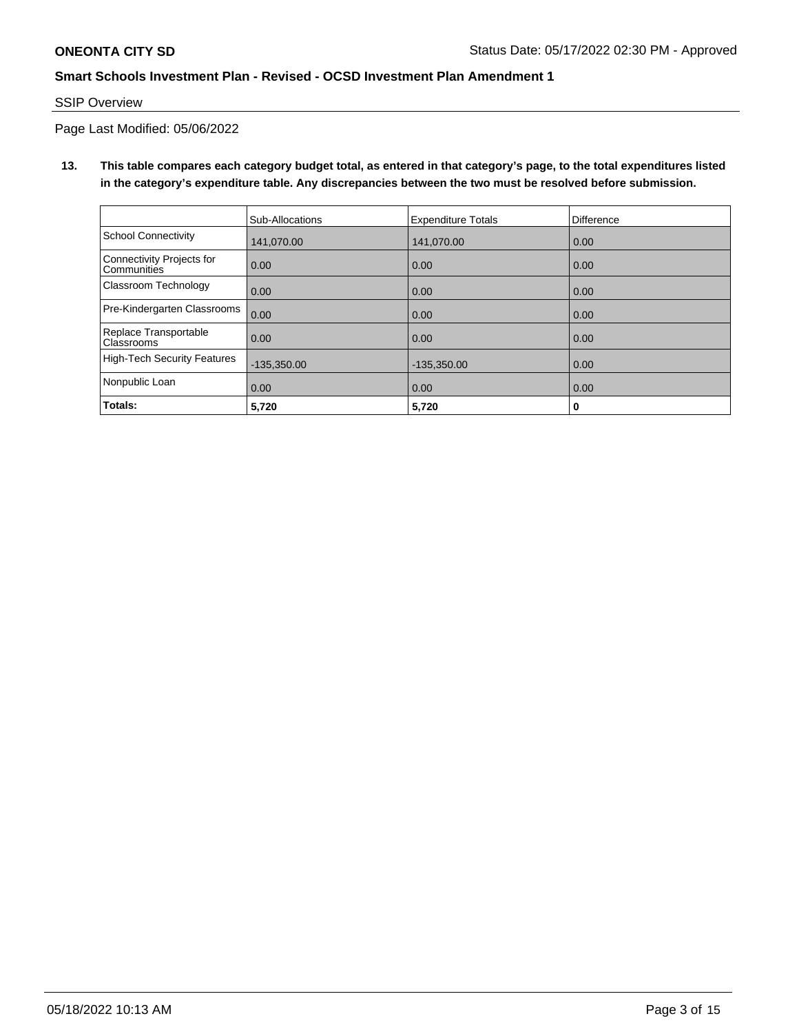**ONEONTA CITY SD**

Status Date: 05/17/2022 02:30 PM - Approved

**Smart Schools Investment Plan - Revised - OCSD Investment Plan Amendment 1**

SSIP Overview

Page Last Modified: 05/06/2022

**13. This table compares each category budget total, as entered in that category's page, to the total expenditures listed in the category's expenditure table. Any discrepancies between the two must be resolved before submission.**

| | Sub-Allocations | Expenditure Totals | Difference |
|---|---|---|---|
| School Connectivity | 141,070.00 | 141,070.00 | 0.00 |
| Connectivity Projects for Communities | 0.00 | 0.00 | 0.00 |
| Classroom Technology | 0.00 | 0.00 | 0.00 |
| Pre-Kindergarten Classrooms | 0.00 | 0.00 | 0.00 |
| Replace Transportable Classrooms | 0.00 | 0.00 | 0.00 |
| High-Tech Security Features | -135,350.00 | -135,350.00 | 0.00 |
| Nonpublic Loan | 0.00 | 0.00 | 0.00 |
| **Totals:** | **5,720** | **5,720** | **0** |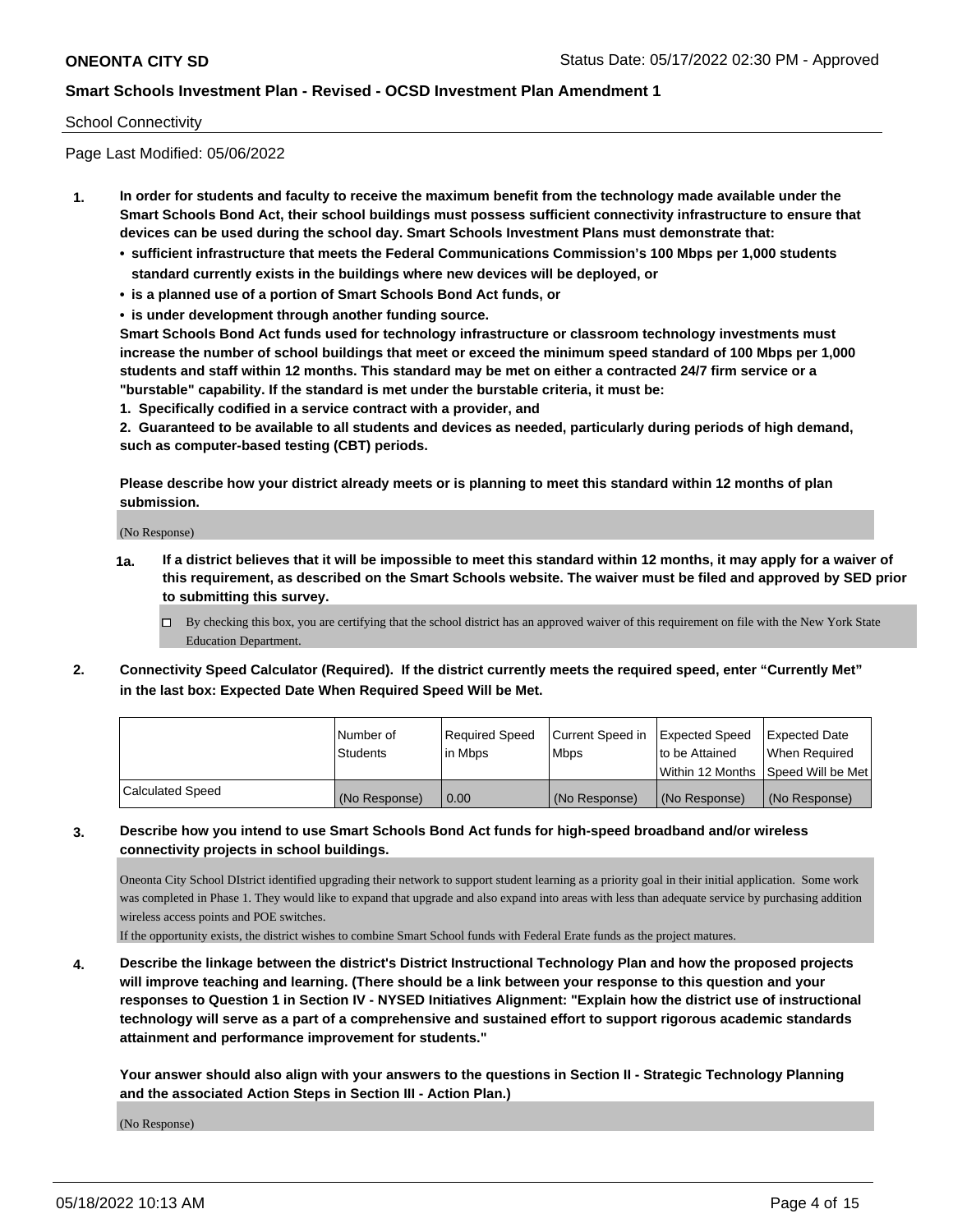**ONEONTA CITY SD** Status Date: 05/17/2022 02:30 PM - Approved

**Smart Schools Investment Plan - Revised - OCSD Investment Plan Amendment 1**

School Connectivity

Page Last Modified: 05/06/2022

1. **In order for students and faculty to receive the maximum benefit from the technology made available under the Smart Schools Bond Act, their school buildings must possess sufficient connectivity infrastructure to ensure that devices can be used during the school day. Smart Schools Investment Plans must demonstrate that:**
   - **sufficient infrastructure that meets the Federal Communications Commission's 100 Mbps per 1,000 students standard currently exists in the buildings where new devices will be deployed, or**
   - **is a planned use of a portion of Smart Schools Bond Act funds, or**
   - **is under development through another funding source.**

   **Smart Schools Bond Act funds used for technology infrastructure or classroom technology investments must increase the number of school buildings that meet or exceed the minimum speed standard of 100 Mbps per 1,000 students and staff within 12 months. This standard may be met on either a contracted 24/7 firm service or a "burstable" capability. If the standard is met under the burstable criteria, it must be:**

   **1. Specifically codified in a service contract with a provider, and**

   **2. Guaranteed to be available to all students and devices as needed, particularly during periods of high demand, such as computer-based testing (CBT) periods.**

   **Please describe how your district already meets or is planning to meet this standard within 12 months of plan submission.**

   (No Response)

   **1a. If a district believes that it will be impossible to meet this standard within 12 months, it may apply for a waiver of this requirement, as described on the Smart Schools website. The waiver must be filed and approved by SED prior to submitting this survey.**

   ☐ By checking this box, you are certifying that the school district has an approved waiver of this requirement on file with the New York State Education Department.

2. **Connectivity Speed Calculator (Required). If the district currently meets the required speed, enter "Currently Met" in the last box: Expected Date When Required Speed Will be Met.**

| | Number of Students | Required Speed in Mbps | Current Speed in Mbps | Expected Speed to be Attained Within 12 Months | Expected Date When Required Speed Will be Met |
|---|---|---|---|---|---|
| Calculated Speed | (No Response) | 0.00 | (No Response) | (No Response) | (No Response) |

3. **Describe how you intend to use Smart Schools Bond Act funds for high-speed broadband and/or wireless connectivity projects in school buildings.**

   Oneonta City School DIstrict identified upgrading their network to support student learning as a priority goal in their initial application. Some work was completed in Phase 1. They would like to expand that upgrade and also expand into areas with less than adequate service by purchasing addition wireless access points and POE switches.

   If the opportunity exists, the district wishes to combine Smart School funds with Federal Erate funds as the project matures.

4. **Describe the linkage between the district's District Instructional Technology Plan and how the proposed projects will improve teaching and learning. (There should be a link between your response to this question and your responses to Question 1 in Section IV - NYSED Initiatives Alignment: "Explain how the district use of instructional technology will serve as a part of a comprehensive and sustained effort to support rigorous academic standards attainment and performance improvement for students."**

   **Your answer should also align with your answers to the questions in Section II - Strategic Technology Planning and the associated Action Steps in Section III - Action Plan.)**

   (No Response)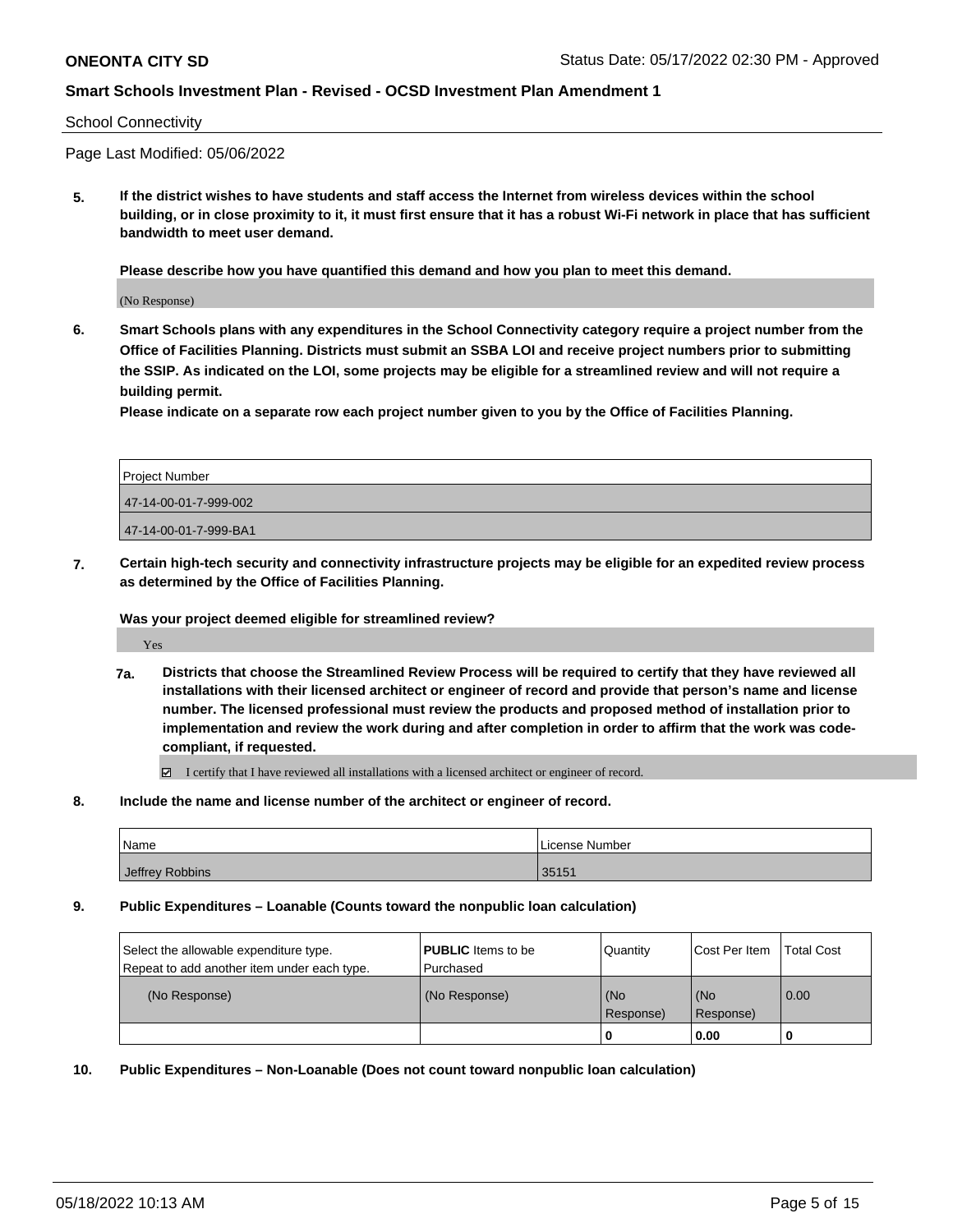School Connectivity

Page Last Modified: 05/06/2022

**5. If the district wishes to have students and staff access the Internet from wireless devices within the school building, or in close proximity to it, it must first ensure that it has a robust Wi-Fi network in place that has sufficient bandwidth to meet user demand.**

**Please describe how you have quantified this demand and how you plan to meet this demand.**

(No Response)

**6. Smart Schools plans with any expenditures in the School Connectivity category require a project number from the Office of Facilities Planning. Districts must submit an SSBA LOI and receive project numbers prior to submitting the SSIP. As indicated on the LOI, some projects may be eligible for a streamlined review and will not require a building permit.**

**Please indicate on a separate row each project number given to you by the Office of Facilities Planning.**

| Project Number |
|---|
| 47-14-00-01-7-999-002 |
| 47-14-00-01-7-999-BA1 |

**7. Certain high-tech security and connectivity infrastructure projects may be eligible for an expedited review process as determined by the Office of Facilities Planning.**

**Was your project deemed eligible for streamlined review?**

Yes

**7a. Districts that choose the Streamlined Review Process will be required to certify that they have reviewed all installations with their licensed architect or engineer of record and provide that person's name and license number. The licensed professional must review the products and proposed method of installation prior to implementation and review the work during and after completion in order to affirm that the work was code-compliant, if requested.**

☑ I certify that I have reviewed all installations with a licensed architect or engineer of record.

**8. Include the name and license number of the architect or engineer of record.**

| Name | License Number |
|---|---|
| Jeffrey Robbins | 35151 |

**9. Public Expenditures – Loanable (Counts toward the nonpublic loan calculation)**

| Select the allowable expenditure type. Repeat to add another item under each type. | **PUBLIC** Items to be Purchased | Quantity | Cost Per Item | Total Cost |
|---|---|---|---|---|
| (No Response) | (No Response) | (No Response) | (No Response) | 0.00 |
| | | 0 | 0.00 | 0 |

**10. Public Expenditures – Non-Loanable (Does not count toward nonpublic loan calculation)**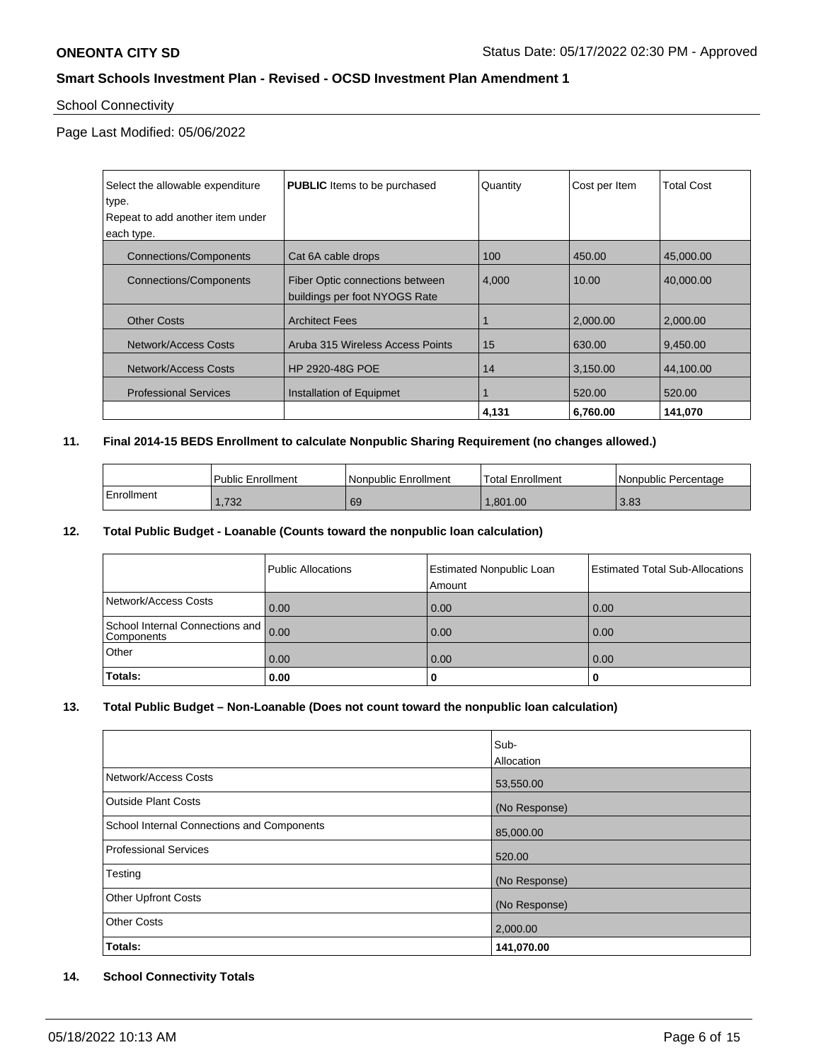## School Connectivity

Page Last Modified: 05/06/2022

| Select the allowable expenditure type. Repeat to add another item under each type. | **PUBLIC** Items to be purchased | Quantity | Cost per Item | Total Cost |
|---|---|---|---|---|
| Connections/Components | Cat 6A cable drops | 100 | 450.00 | 45,000.00 |
| Connections/Components | Fiber Optic connections between buildings per foot NYOGS Rate | 4,000 | 10.00 | 40,000.00 |
| Other Costs | Architect Fees | 1 | 2,000.00 | 2,000.00 |
| Network/Access Costs | Aruba 315 Wireless Access Points | 15 | 630.00 | 9,450.00 |
| Network/Access Costs | HP 2920-48G POE | 14 | 3,150.00 | 44,100.00 |
| Professional Services | Installation of Equipmet | 1 | 520.00 | 520.00 |
| | | **4,131** | **6,760.00** | **141,070** |

**11. Final 2014-15 BEDS Enrollment to calculate Nonpublic Sharing Requirement (no changes allowed.)**

| | Public Enrollment | Nonpublic Enrollment | Total Enrollment | Nonpublic Percentage |
|---|---|---|---|---|
| Enrollment | 1,732 | 69 | 1,801.00 | 3.83 |

**12. Total Public Budget - Loanable (Counts toward the nonpublic loan calculation)**

| | Public Allocations | Estimated Nonpublic Loan Amount | Estimated Total Sub-Allocations |
|---|---|---|---|
| Network/Access Costs | 0.00 | 0.00 | 0.00 |
| School Internal Connections and Components | 0.00 | 0.00 | 0.00 |
| Other | 0.00 | 0.00 | 0.00 |
| **Totals:** | **0.00** | **0** | **0** |

**13. Total Public Budget – Non-Loanable (Does not count toward the nonpublic loan calculation)**

| | Sub-Allocation |
|---|---|
| Network/Access Costs | 53,550.00 |
| Outside Plant Costs | (No Response) |
| School Internal Connections and Components | 85,000.00 |
| Professional Services | 520.00 |
| Testing | (No Response) |
| Other Upfront Costs | (No Response) |
| Other Costs | 2,000.00 |
| **Totals:** | **141,070.00** |

**14. School Connectivity Totals**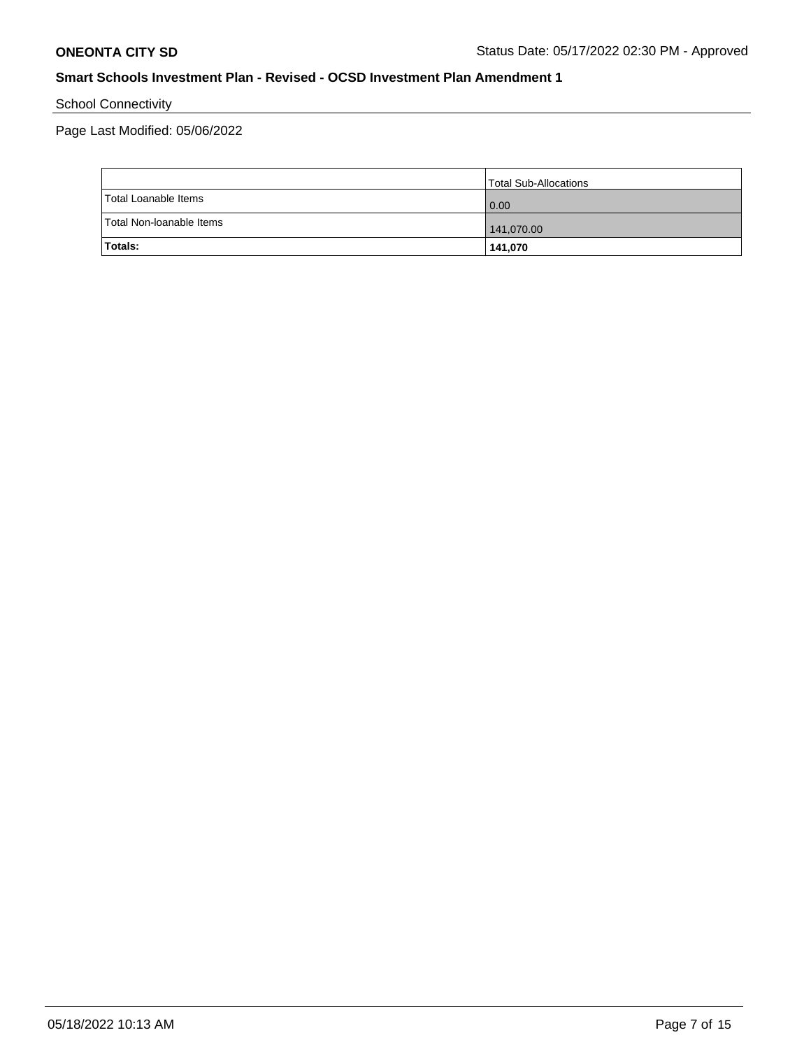School Connectivity

Page Last Modified: 05/06/2022

| | Total Sub-Allocations |
|---|---|
| Total Loanable Items | 0.00 |
| Total Non-loanable Items | 141,070.00 |
| **Totals:** | **141,070** |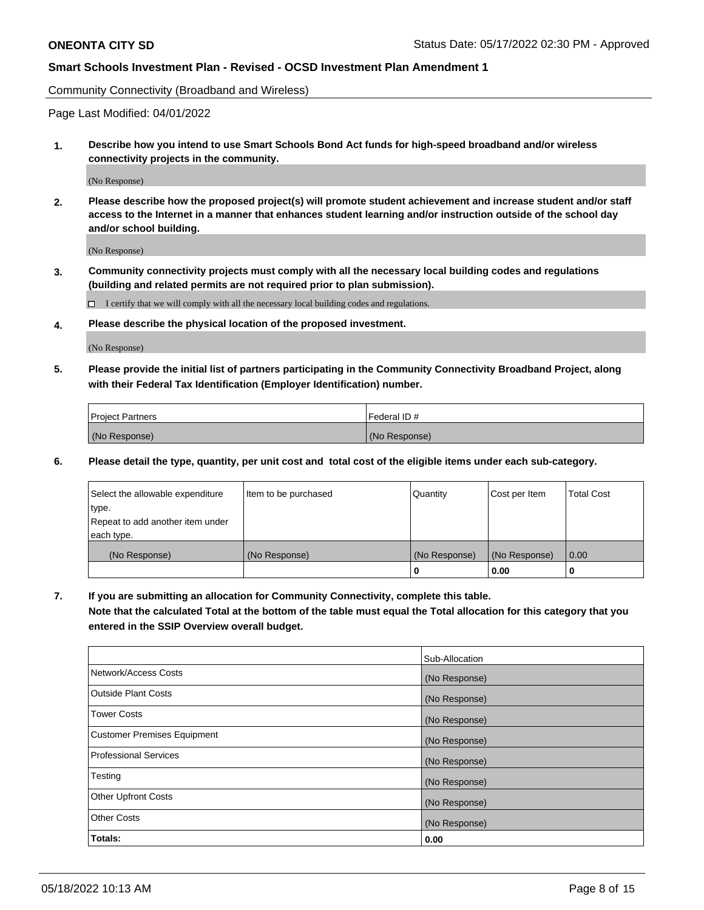Community Connectivity (Broadband and Wireless)

Page Last Modified: 04/01/2022

**1. Describe how you intend to use Smart Schools Bond Act funds for high-speed broadband and/or wireless connectivity projects in the community.**

(No Response)

**2. Please describe how the proposed project(s) will promote student achievement and increase student and/or staff access to the Internet in a manner that enhances student learning and/or instruction outside of the school day and/or school building.**

(No Response)

**3. Community connectivity projects must comply with all the necessary local building codes and regulations (building and related permits are not required prior to plan submission).**

☐ I certify that we will comply with all the necessary local building codes and regulations.

**4. Please describe the physical location of the proposed investment.**

(No Response)

**5. Please provide the initial list of partners participating in the Community Connectivity Broadband Project, along with their Federal Tax Identification (Employer Identification) number.**

| Project Partners | Federal ID # |
| --- | --- |
| (No Response) | (No Response) |

**6. Please detail the type, quantity, per unit cost and total cost of the eligible items under each sub-category.**

| Select the allowable expenditure type. Repeat to add another item under each type. | Item to be purchased | Quantity | Cost per Item | Total Cost |
| --- | --- | --- | --- | --- |
| (No Response) | (No Response) | (No Response) | (No Response) | 0.00 |
| | | 0 | 0.00 | 0 |

**7. If you are submitting an allocation for Community Connectivity, complete this table.**
**Note that the calculated Total at the bottom of the table must equal the Total allocation for this category that you entered in the SSIP Overview overall budget.**

| | Sub-Allocation |
| --- | --- |
| Network/Access Costs | (No Response) |
| Outside Plant Costs | (No Response) |
| Tower Costs | (No Response) |
| Customer Premises Equipment | (No Response) |
| Professional Services | (No Response) |
| Testing | (No Response) |
| Other Upfront Costs | (No Response) |
| Other Costs | (No Response) |
| **Totals:** | **0.00** |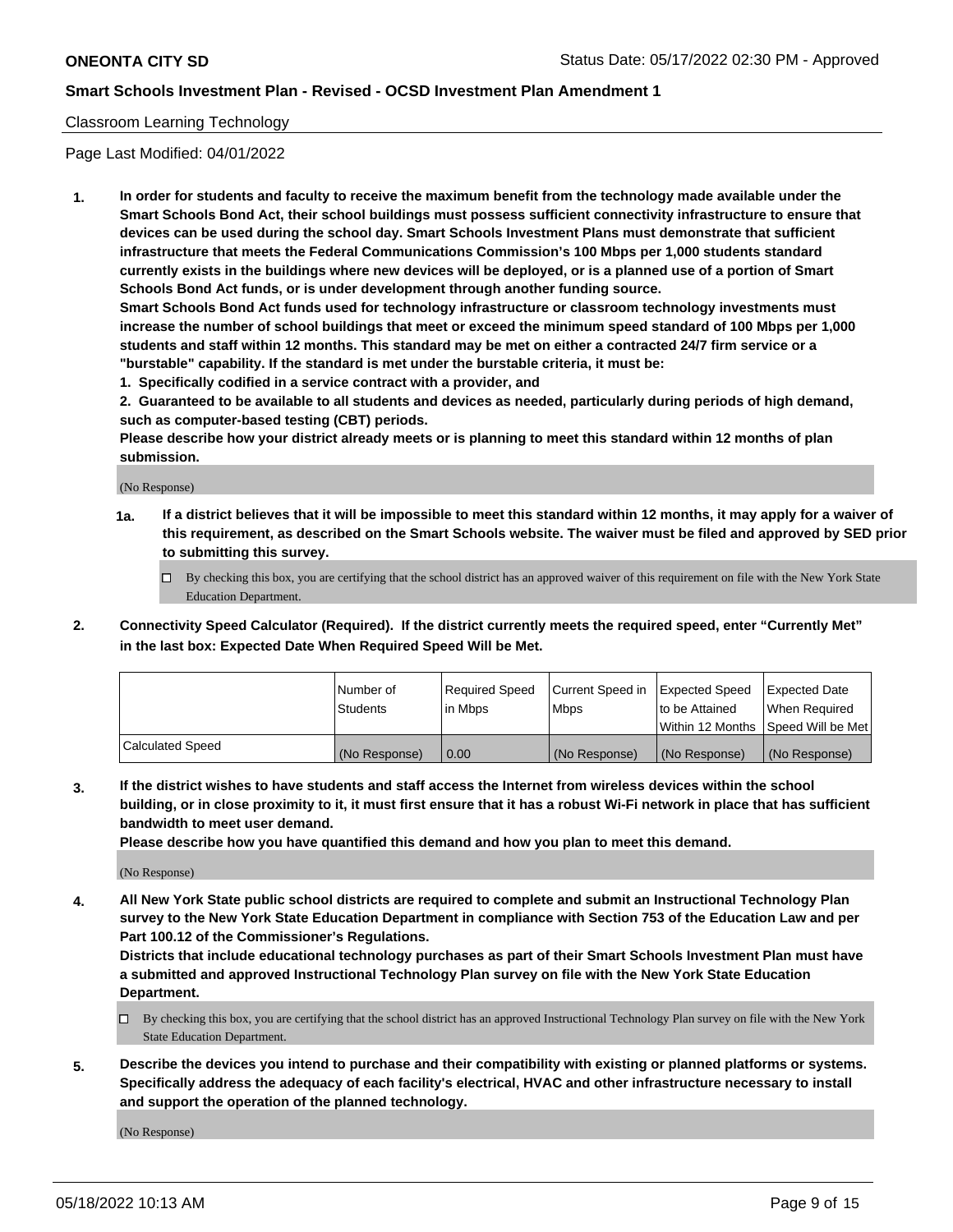Classroom Learning Technology

Page Last Modified: 04/01/2022

**1. In order for students and faculty to receive the maximum benefit from the technology made available under the Smart Schools Bond Act, their school buildings must possess sufficient connectivity infrastructure to ensure that devices can be used during the school day. Smart Schools Investment Plans must demonstrate that sufficient infrastructure that meets the Federal Communications Commission's 100 Mbps per 1,000 students standard currently exists in the buildings where new devices will be deployed, or is a planned use of a portion of Smart Schools Bond Act funds, or is under development through another funding source.**

**Smart Schools Bond Act funds used for technology infrastructure or classroom technology investments must increase the number of school buildings that meet or exceed the minimum speed standard of 100 Mbps per 1,000 students and staff within 12 months. This standard may be met on either a contracted 24/7 firm service or a "burstable" capability. If the standard is met under the burstable criteria, it must be:**

**1. Specifically codified in a service contract with a provider, and**

**2. Guaranteed to be available to all students and devices as needed, particularly during periods of high demand, such as computer-based testing (CBT) periods.**

**Please describe how your district already meets or is planning to meet this standard within 12 months of plan submission.**

(No Response)

**1a. If a district believes that it will be impossible to meet this standard within 12 months, it may apply for a waiver of this requirement, as described on the Smart Schools website. The waiver must be filed and approved by SED prior to submitting this survey.**

☐ By checking this box, you are certifying that the school district has an approved waiver of this requirement on file with the New York State Education Department.

**2. Connectivity Speed Calculator (Required). If the district currently meets the required speed, enter "Currently Met" in the last box: Expected Date When Required Speed Will be Met.**

| | Number of Students | Required Speed in Mbps | Current Speed in Mbps | Expected Speed to be Attained Within 12 Months | Expected Date When Required Speed Will be Met |
|---|---|---|---|---|---|
| Calculated Speed | (No Response) | 0.00 | (No Response) | (No Response) | (No Response) |

**3. If the district wishes to have students and staff access the Internet from wireless devices within the school building, or in close proximity to it, it must first ensure that it has a robust Wi-Fi network in place that has sufficient bandwidth to meet user demand.**

**Please describe how you have quantified this demand and how you plan to meet this demand.**

(No Response)

**4. All New York State public school districts are required to complete and submit an Instructional Technology Plan survey to the New York State Education Department in compliance with Section 753 of the Education Law and per Part 100.12 of the Commissioner's Regulations.**

**Districts that include educational technology purchases as part of their Smart Schools Investment Plan must have a submitted and approved Instructional Technology Plan survey on file with the New York State Education Department.**

☐ By checking this box, you are certifying that the school district has an approved Instructional Technology Plan survey on file with the New York State Education Department.

**5. Describe the devices you intend to purchase and their compatibility with existing or planned platforms or systems. Specifically address the adequacy of each facility's electrical, HVAC and other infrastructure necessary to install and support the operation of the planned technology.**

(No Response)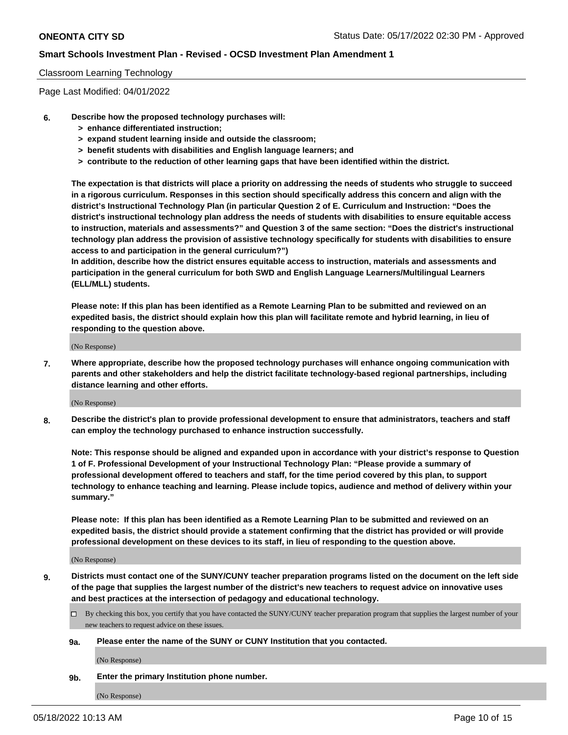Classroom Learning Technology

Page Last Modified: 04/01/2022

**6. Describe how the proposed technology purchases will:**
- **> enhance differentiated instruction;**
- **> expand student learning inside and outside the classroom;**
- **> benefit students with disabilities and English language learners; and**
- **> contribute to the reduction of other learning gaps that have been identified within the district.**

**The expectation is that districts will place a priority on addressing the needs of students who struggle to succeed in a rigorous curriculum. Responses in this section should specifically address this concern and align with the district's Instructional Technology Plan (in particular Question 2 of E. Curriculum and Instruction: "Does the district's instructional technology plan address the needs of students with disabilities to ensure equitable access to instruction, materials and assessments?" and Question 3 of the same section: "Does the district's instructional technology plan address the provision of assistive technology specifically for students with disabilities to ensure access to and participation in the general curriculum?")**

**In addition, describe how the district ensures equitable access to instruction, materials and assessments and participation in the general curriculum for both SWD and English Language Learners/Multilingual Learners (ELL/MLL) students.**

**Please note: If this plan has been identified as a Remote Learning Plan to be submitted and reviewed on an expedited basis, the district should explain how this plan will facilitate remote and hybrid learning, in lieu of responding to the question above.**

(No Response)

**7. Where appropriate, describe how the proposed technology purchases will enhance ongoing communication with parents and other stakeholders and help the district facilitate technology-based regional partnerships, including distance learning and other efforts.**

(No Response)

**8. Describe the district's plan to provide professional development to ensure that administrators, teachers and staff can employ the technology purchased to enhance instruction successfully.**

**Note: This response should be aligned and expanded upon in accordance with your district's response to Question 1 of F. Professional Development of your Instructional Technology Plan: "Please provide a summary of professional development offered to teachers and staff, for the time period covered by this plan, to support technology to enhance teaching and learning. Please include topics, audience and method of delivery within your summary."**

**Please note: If this plan has been identified as a Remote Learning Plan to be submitted and reviewed on an expedited basis, the district should provide a statement confirming that the district has provided or will provide professional development on these devices to its staff, in lieu of responding to the question above.**

(No Response)

**9. Districts must contact one of the SUNY/CUNY teacher preparation programs listed on the document on the left side of the page that supplies the largest number of the district's new teachers to request advice on innovative uses and best practices at the intersection of pedagogy and educational technology.**

☐ By checking this box, you certify that you have contacted the SUNY/CUNY teacher preparation program that supplies the largest number of your new teachers to request advice on these issues.

**9a. Please enter the name of the SUNY or CUNY Institution that you contacted.**

(No Response)

**9b. Enter the primary Institution phone number.**

(No Response)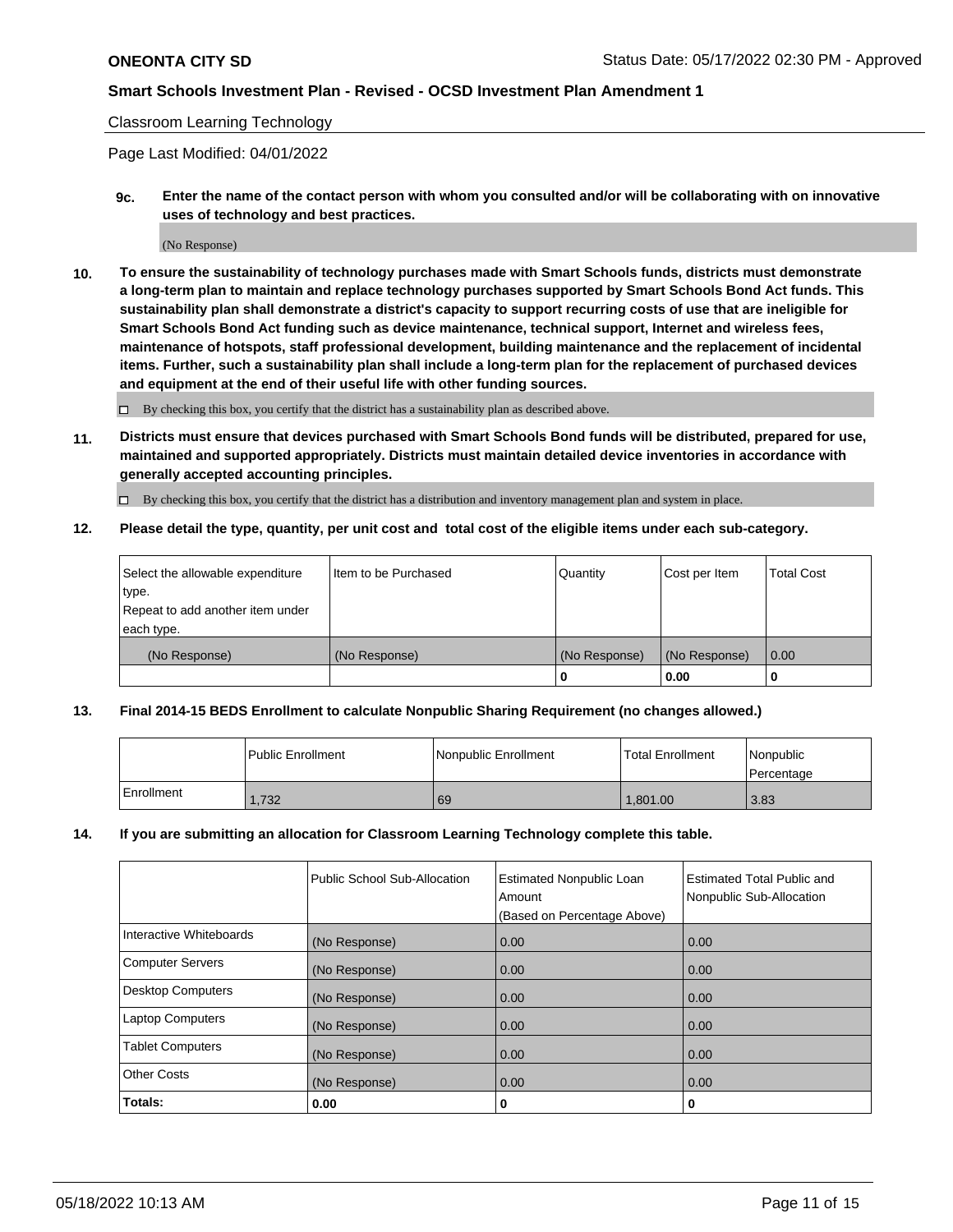Classroom Learning Technology

Page Last Modified: 04/01/2022

**9c. Enter the name of the contact person with whom you consulted and/or will be collaborating with on innovative uses of technology and best practices.**

(No Response)

**10. To ensure the sustainability of technology purchases made with Smart Schools funds, districts must demonstrate a long-term plan to maintain and replace technology purchases supported by Smart Schools Bond Act funds. This sustainability plan shall demonstrate a district's capacity to support recurring costs of use that are ineligible for Smart Schools Bond Act funding such as device maintenance, technical support, Internet and wireless fees, maintenance of hotspots, staff professional development, building maintenance and the replacement of incidental items. Further, such a sustainability plan shall include a long-term plan for the replacement of purchased devices and equipment at the end of their useful life with other funding sources.**

☐ By checking this box, you certify that the district has a sustainability plan as described above.

**11. Districts must ensure that devices purchased with Smart Schools Bond funds will be distributed, prepared for use, maintained and supported appropriately. Districts must maintain detailed device inventories in accordance with generally accepted accounting principles.**

☐ By checking this box, you certify that the district has a distribution and inventory management plan and system in place.

**12. Please detail the type, quantity, per unit cost and total cost of the eligible items under each sub-category.**

| Select the allowable expenditure type. Repeat to add another item under each type. | Item to be Purchased | Quantity | Cost per Item | Total Cost |
|---|---|---|---|---|
| (No Response) | (No Response) | (No Response) | (No Response) | 0.00 |
| | | **0** | **0.00** | **0** |

**13. Final 2014-15 BEDS Enrollment to calculate Nonpublic Sharing Requirement (no changes allowed.)**

| | Public Enrollment | Nonpublic Enrollment | Total Enrollment | Nonpublic Percentage |
|---|---|---|---|---|
| Enrollment | 1,732 | 69 | 1,801.00 | 3.83 |

**14. If you are submitting an allocation for Classroom Learning Technology complete this table.**

| | Public School Sub-Allocation | Estimated Nonpublic Loan Amount (Based on Percentage Above) | Estimated Total Public and Nonpublic Sub-Allocation |
|---|---|---|---|
| Interactive Whiteboards | (No Response) | 0.00 | 0.00 |
| Computer Servers | (No Response) | 0.00 | 0.00 |
| Desktop Computers | (No Response) | 0.00 | 0.00 |
| Laptop Computers | (No Response) | 0.00 | 0.00 |
| Tablet Computers | (No Response) | 0.00 | 0.00 |
| Other Costs | (No Response) | 0.00 | 0.00 |
| **Totals:** | **0.00** | **0** | **0** |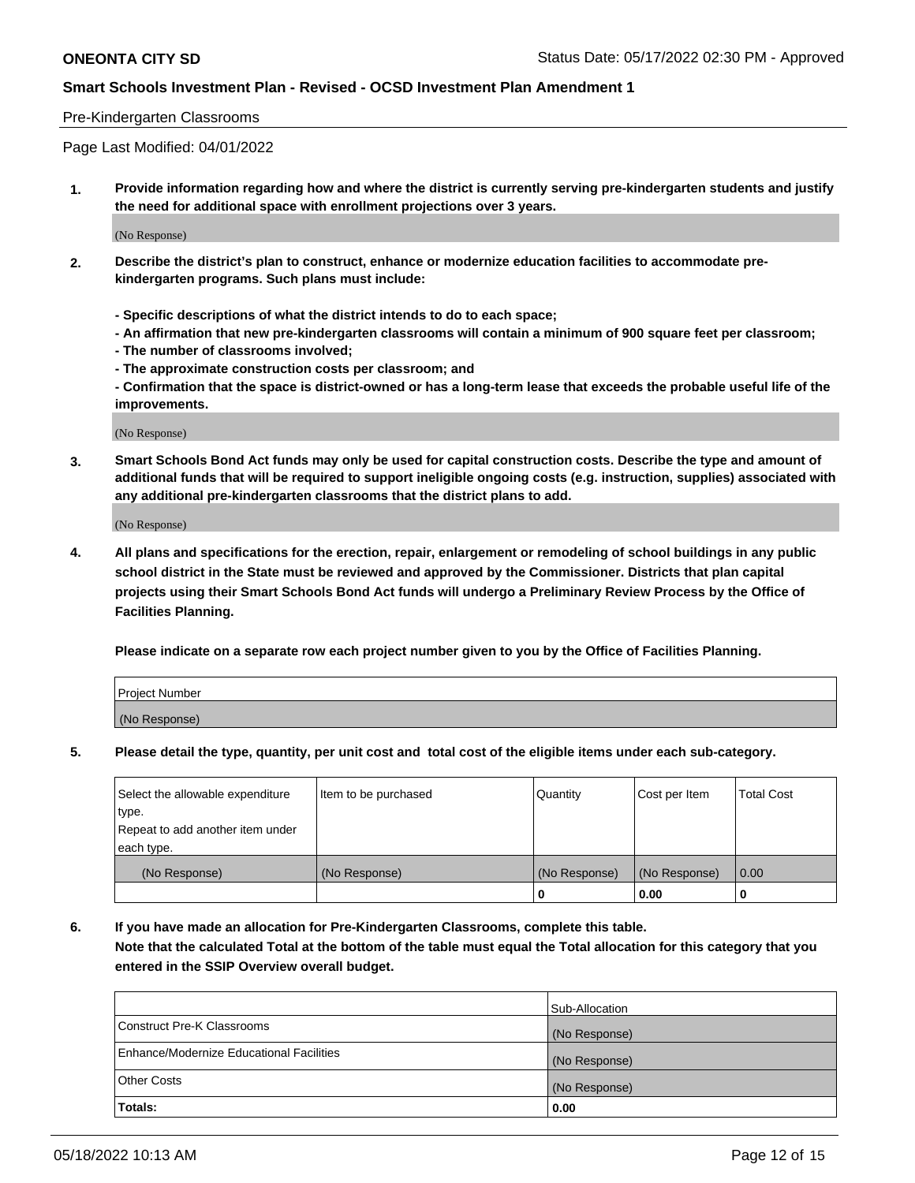Pre-Kindergarten Classrooms

Page Last Modified: 04/01/2022

**1. Provide information regarding how and where the district is currently serving pre-kindergarten students and justify the need for additional space with enrollment projections over 3 years.**

(No Response)

**2. Describe the district's plan to construct, enhance or modernize education facilities to accommodate pre-kindergarten programs. Such plans must include:**

**- Specific descriptions of what the district intends to do to each space;**
**- An affirmation that new pre-kindergarten classrooms will contain a minimum of 900 square feet per classroom;**
**- The number of classrooms involved;**
**- The approximate construction costs per classroom; and**
**- Confirmation that the space is district-owned or has a long-term lease that exceeds the probable useful life of the improvements.**

(No Response)

**3. Smart Schools Bond Act funds may only be used for capital construction costs. Describe the type and amount of additional funds that will be required to support ineligible ongoing costs (e.g. instruction, supplies) associated with any additional pre-kindergarten classrooms that the district plans to add.**

(No Response)

**4. All plans and specifications for the erection, repair, enlargement or remodeling of school buildings in any public school district in the State must be reviewed and approved by the Commissioner. Districts that plan capital projects using their Smart Schools Bond Act funds will undergo a Preliminary Review Process by the Office of Facilities Planning.**

**Please indicate on a separate row each project number given to you by the Office of Facilities Planning.**

| Project Number |
| --- |
| (No Response) |

**5. Please detail the type, quantity, per unit cost and total cost of the eligible items under each sub-category.**

| Select the allowable expenditure type. Repeat to add another item under each type. | Item to be purchased | Quantity | Cost per Item | Total Cost |
| --- | --- | --- | --- | --- |
| (No Response) | (No Response) | (No Response) | (No Response) | 0.00 |
| | | 0 | 0.00 | 0 |

**6. If you have made an allocation for Pre-Kindergarten Classrooms, complete this table.**
**Note that the calculated Total at the bottom of the table must equal the Total allocation for this category that you entered in the SSIP Overview overall budget.**

| | Sub-Allocation |
| --- | --- |
| Construct Pre-K Classrooms | (No Response) |
| Enhance/Modernize Educational Facilities | (No Response) |
| Other Costs | (No Response) |
| **Totals:** | **0.00** |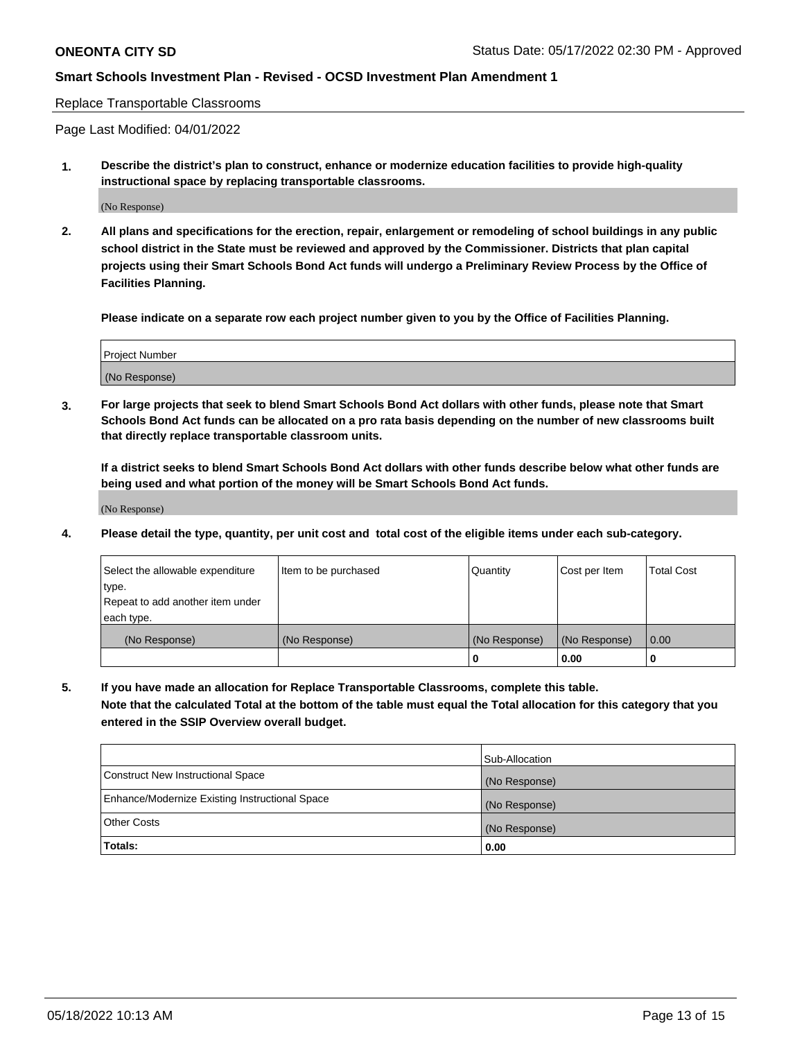Replace Transportable Classrooms

Page Last Modified: 04/01/2022

**1. Describe the district's plan to construct, enhance or modernize education facilities to provide high-quality instructional space by replacing transportable classrooms.**

(No Response)

**2. All plans and specifications for the erection, repair, enlargement or remodeling of school buildings in any public school district in the State must be reviewed and approved by the Commissioner. Districts that plan capital projects using their Smart Schools Bond Act funds will undergo a Preliminary Review Process by the Office of Facilities Planning.**

**Please indicate on a separate row each project number given to you by the Office of Facilities Planning.**

| Project Number |
| --- |
| (No Response) |

**3. For large projects that seek to blend Smart Schools Bond Act dollars with other funds, please note that Smart Schools Bond Act funds can be allocated on a pro rata basis depending on the number of new classrooms built that directly replace transportable classroom units.**

**If a district seeks to blend Smart Schools Bond Act dollars with other funds describe below what other funds are being used and what portion of the money will be Smart Schools Bond Act funds.**

(No Response)

**4. Please detail the type, quantity, per unit cost and total cost of the eligible items under each sub-category.**

| Select the allowable expenditure type. Repeat to add another item under each type. | Item to be purchased | Quantity | Cost per Item | Total Cost |
| --- | --- | --- | --- | --- |
| (No Response) | (No Response) | (No Response) | (No Response) | 0.00 |
| | | 0 | 0.00 | 0 |

**5. If you have made an allocation for Replace Transportable Classrooms, complete this table. Note that the calculated Total at the bottom of the table must equal the Total allocation for this category that you entered in the SSIP Overview overall budget.**

| | Sub-Allocation |
| --- | --- |
| Construct New Instructional Space | (No Response) |
| Enhance/Modernize Existing Instructional Space | (No Response) |
| Other Costs | (No Response) |
| **Totals:** | 0.00 |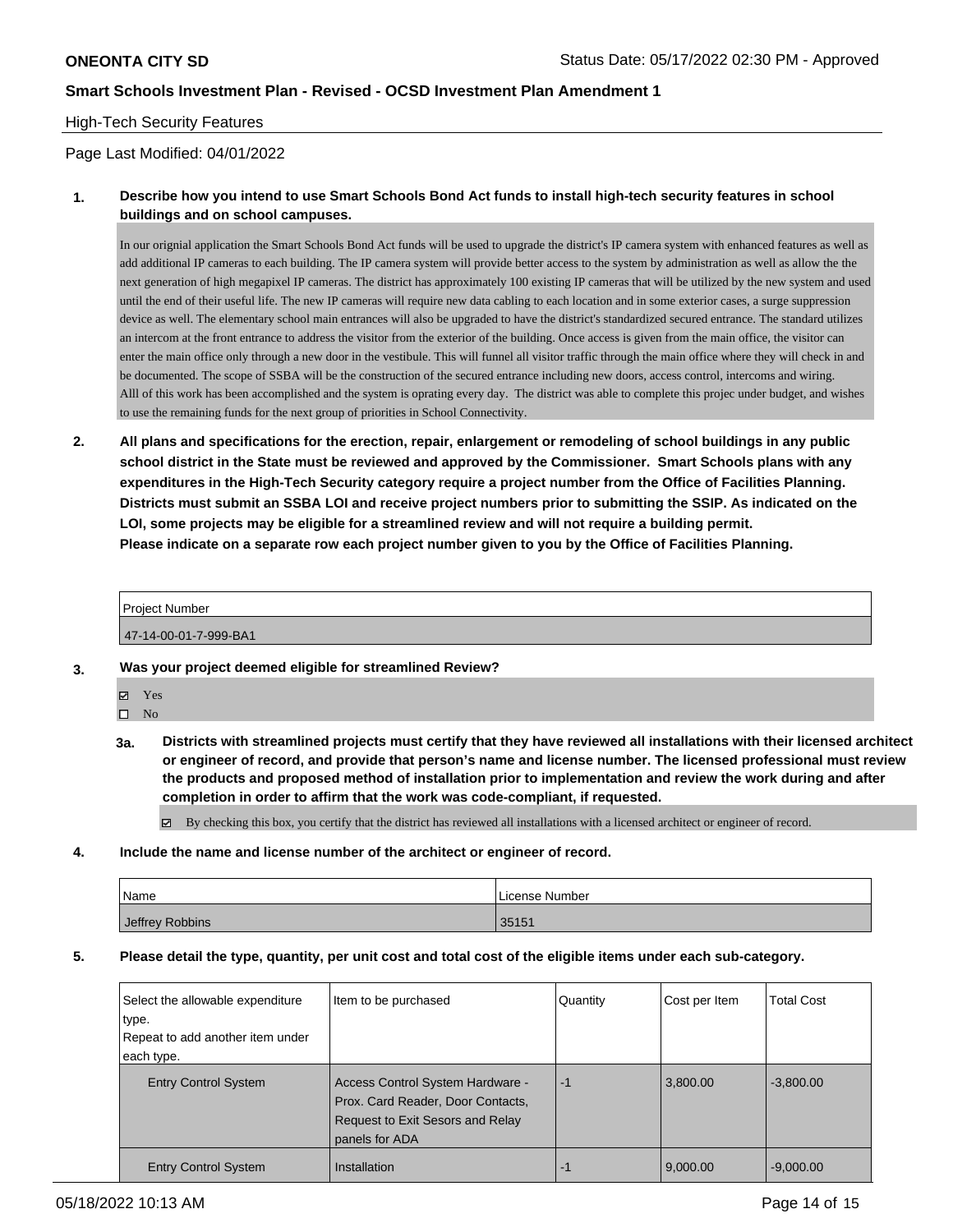**ONEONTA CITY SD** Status Date: 05/17/2022 02:30 PM - Approved

**Smart Schools Investment Plan - Revised - OCSD Investment Plan Amendment 1**

High-Tech Security Features

Page Last Modified: 04/01/2022

**1. Describe how you intend to use Smart Schools Bond Act funds to install high-tech security features in school buildings and on school campuses.**

In our orignial application the Smart Schools Bond Act funds will be used to upgrade the district's IP camera system with enhanced features as well as add additional IP cameras to each building. The IP camera system will provide better access to the system by administration as well as allow the the next generation of high megapixel IP cameras. The district has approximately 100 existing IP cameras that will be utilized by the new system and used until the end of their useful life. The new IP cameras will require new data cabling to each location and in some exterior cases, a surge suppression device as well. The elementary school main entrances will also be upgraded to have the district's standardized secured entrance. The standard utilizes an intercom at the front entrance to address the visitor from the exterior of the building. Once access is given from the main office, the visitor can enter the main office only through a new door in the vestibule. This will funnel all visitor traffic through the main office where they will check in and be documented. The scope of SSBA will be the construction of the secured entrance including new doors, access control, intercoms and wiring.
Alll of this work has been accomplished and the system is oprating every day. The district was able to complete this projec under budget, and wishes to use the remaining funds for the next group of priorities in School Connectivity.

**2. All plans and specifications for the erection, repair, enlargement or remodeling of school buildings in any public school district in the State must be reviewed and approved by the Commissioner. Smart Schools plans with any expenditures in the High-Tech Security category require a project number from the Office of Facilities Planning. Districts must submit an SSBA LOI and receive project numbers prior to submitting the SSIP. As indicated on the LOI, some projects may be eligible for a streamlined review and will not require a building permit.**
**Please indicate on a separate row each project number given to you by the Office of Facilities Planning.**

| Project Number |
| --- |
| 47-14-00-01-7-999-BA1 |

**3. Was your project deemed eligible for streamlined Review?**

☑ Yes
☐ No

**3a. Districts with streamlined projects must certify that they have reviewed all installations with their licensed architect or engineer of record, and provide that person's name and license number. The licensed professional must review the products and proposed method of installation prior to implementation and review the work during and after completion in order to affirm that the work was code-compliant, if requested.**

☑ By checking this box, you certify that the district has reviewed all installations with a licensed architect or engineer of record.

**4. Include the name and license number of the architect or engineer of record.**

| Name | License Number |
| --- | --- |
| Jeffrey Robbins | 35151 |

**5. Please detail the type, quantity, per unit cost and total cost of the eligible items under each sub-category.**

| Select the allowable expenditure type. Repeat to add another item under each type. | Item to be purchased | Quantity | Cost per Item | Total Cost |
| --- | --- | --- | --- | --- |
| Entry Control System | Access Control System Hardware - Prox. Card Reader, Door Contacts, Request to Exit Sesors and Relay panels for ADA | -1 | 3,800.00 | -3,800.00 |
| Entry Control System | Installation | -1 | 9,000.00 | -9,000.00 |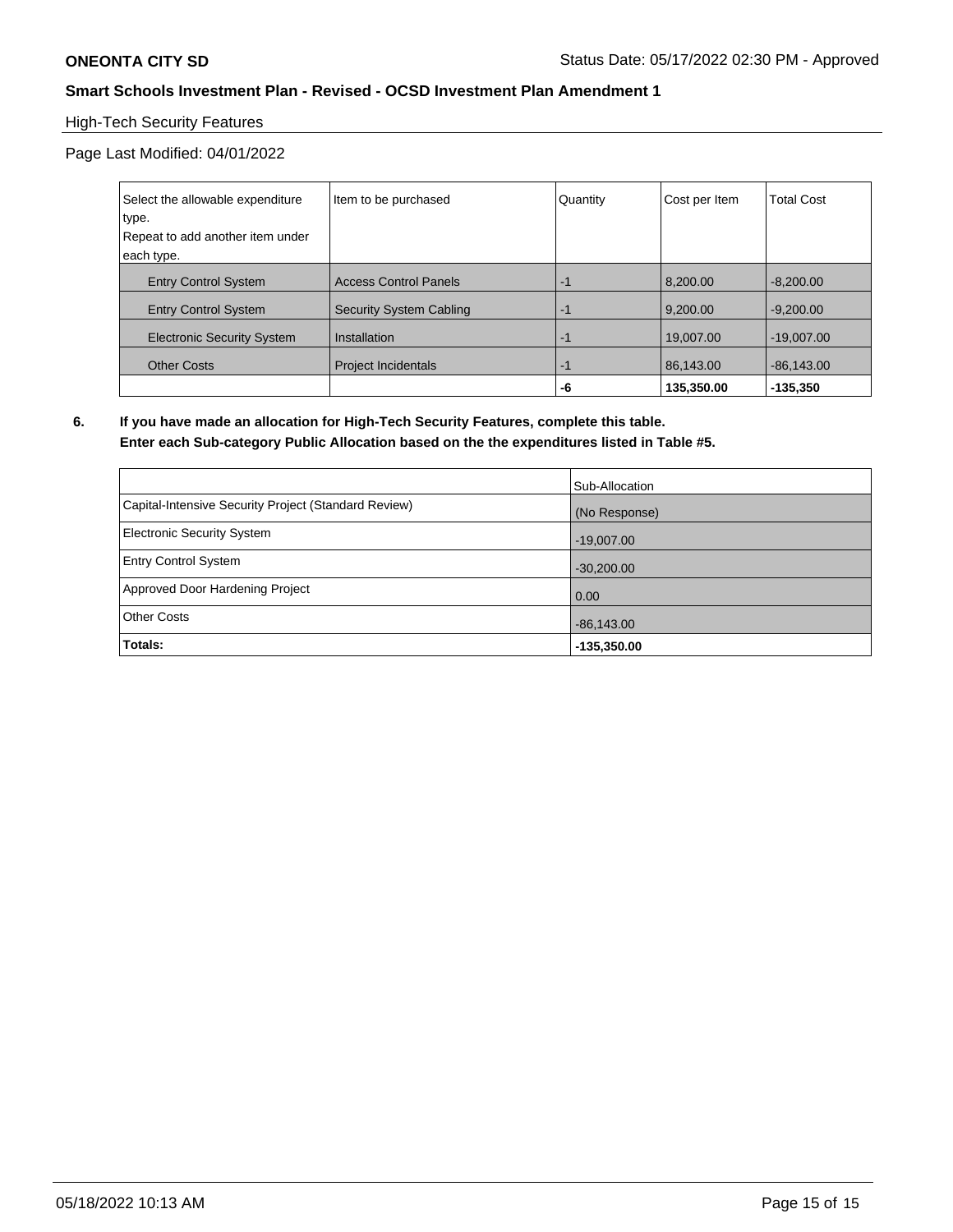## High-Tech Security Features

Page Last Modified: 04/01/2022

| Select the allowable expenditure type. Repeat to add another item under each type. | Item to be purchased | Quantity | Cost per Item | Total Cost |
|---|---|---|---|---|
| Entry Control System | Access Control Panels | -1 | 8,200.00 | -8,200.00 |
| Entry Control System | Security System Cabling | -1 | 9,200.00 | -9,200.00 |
| Electronic Security System | Installation | -1 | 19,007.00 | -19,007.00 |
| Other Costs | Project Incidentals | -1 | 86,143.00 | -86,143.00 |
| | | **-6** | **135,350.00** | **-135,350** |

**6. If you have made an allocation for High-Tech Security Features, complete this table. Enter each Sub-category Public Allocation based on the the expenditures listed in Table #5.**

| | Sub-Allocation |
|---|---|
| Capital-Intensive Security Project (Standard Review) | (No Response) |
| Electronic Security System | -19,007.00 |
| Entry Control System | -30,200.00 |
| Approved Door Hardening Project | 0.00 |
| Other Costs | -86,143.00 |
| **Totals:** | **-135,350.00** |